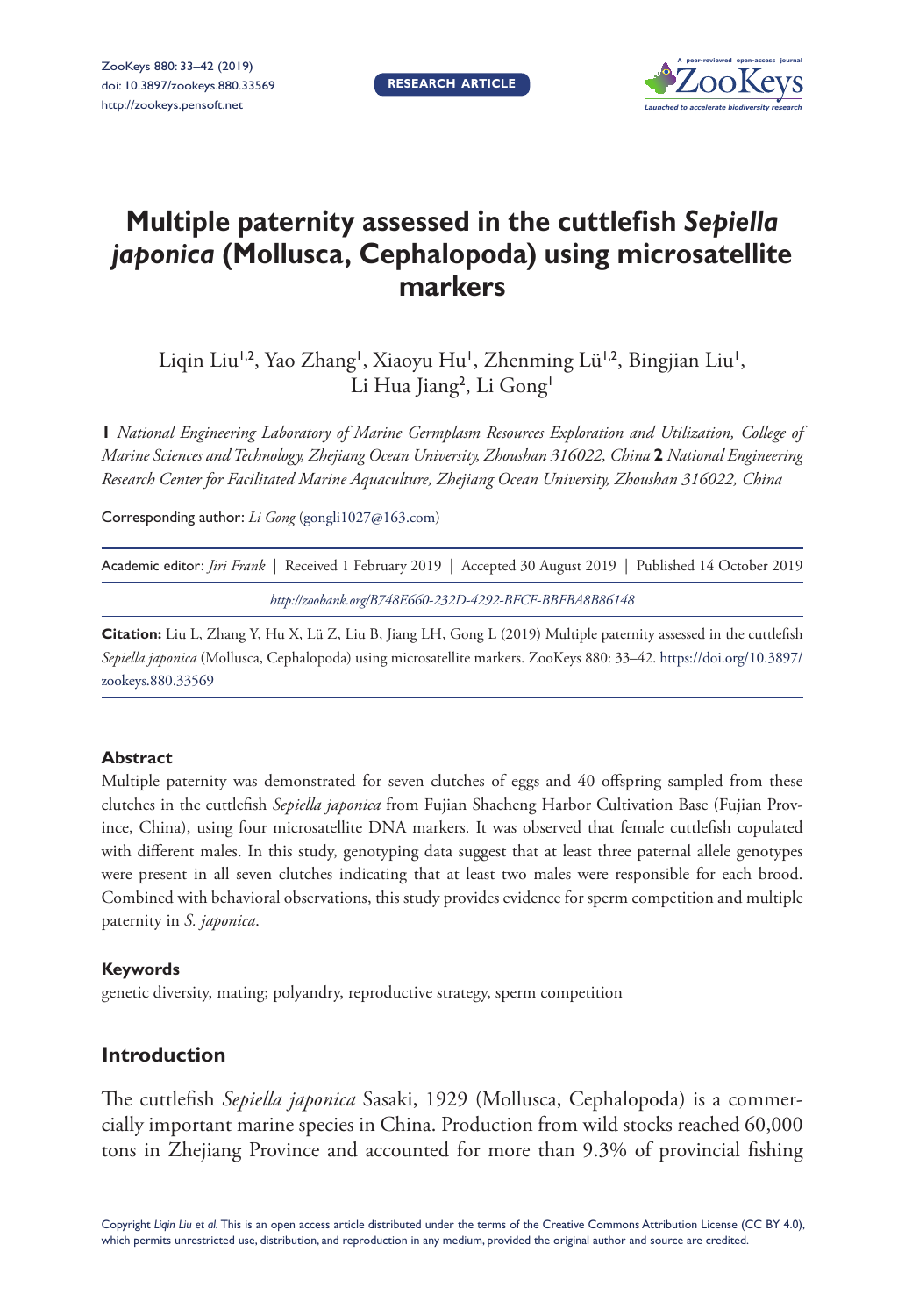# Multiple paternity assessed in the cuttlefish *Sepiella japonica* (Mollusca, Cephalopoda) using microsatellite markers

Liqin Liu[1,2], Yao Zhang[1], Xiaoyu Hu[1], Zhenming Lü[1,2], Bingjian Liu[1], Li Hua Jiang[2], Li Gong[1]

**1** *National Engineering Laboratory of Marine Germplasm Resources Exploration and Utilization, College of Marine Sciences and Technology, Zhejiang Ocean University, Zhoushan 316022, China* **2** *National Engineering Research Center for Facilitated Marine Aquaculture, Zhejiang Ocean University, Zhoushan 316022, China*

Corresponding author: *Li Gong* (gongli1027@163.com)

Academic editor: *Jiri Frank* | Received 1 February 2019 | Accepted 30 August 2019 | Published 14 October 2019

*http://zoobank.org/B748E660-232D-4292-BFCF-BBFBA8B86148*

**Citation:** Liu L, Zhang Y, Hu X, Lü Z, Liu B, Jiang LH, Gong L (2019) Multiple paternity assessed in the cuttlefish *Sepiella japonica* (Mollusca, Cephalopoda) using microsatellite markers. ZooKeys 880: 33–42. https://doi.org/10.3897/zookeys.880.33569

### Abstract

Multiple paternity was demonstrated for seven clutches of eggs and 40 offspring sampled from these clutches in the cuttlefish *Sepiella japonica* from Fujian Shacheng Harbor Cultivation Base (Fujian Province, China), using four microsatellite DNA markers. It was observed that female cuttlefish copulated with different males. In this study, genotyping data suggest that at least three paternal allele genotypes were present in all seven clutches indicating that at least two males were responsible for each brood. Combined with behavioral observations, this study provides evidence for sperm competition and multiple paternity in *S. japonica*.

### Keywords

genetic diversity, mating; polyandry, reproductive strategy, sperm competition

## Introduction

The cuttlefish *Sepiella japonica* Sasaki, 1929 (Mollusca, Cephalopoda) is a commercially important marine species in China. Production from wild stocks reached 60,000 tons in Zhejiang Province and accounted for more than 9.3% of provincial fishing

Copyright *Liqin Liu et al.* This is an open access article distributed under the terms of the Creative Commons Attribution License (CC BY 4.0), which permits unrestricted use, distribution, and reproduction in any medium, provided the original author and source are credited.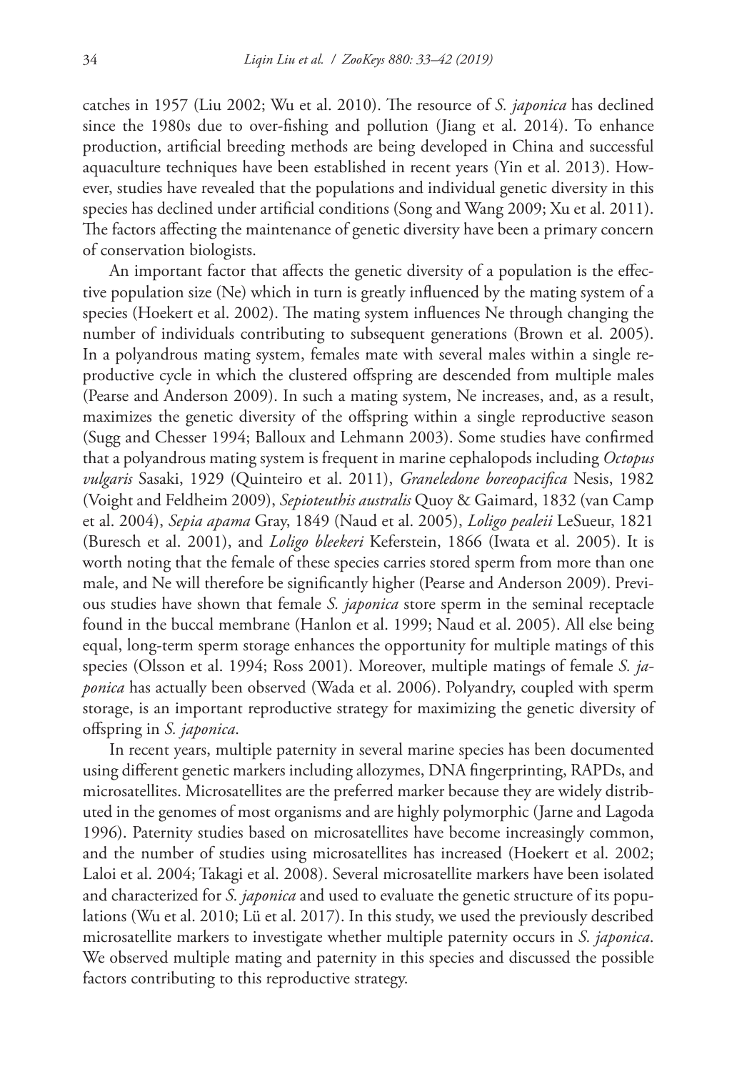catches in 1957 (Liu 2002; Wu et al. 2010). The resource of *S. japonica* has declined since the 1980s due to over-fishing and pollution (Jiang et al. 2014). To enhance production, artificial breeding methods are being developed in China and successful aquaculture techniques have been established in recent years (Yin et al. 2013). However, studies have revealed that the populations and individual genetic diversity in this species has declined under artificial conditions (Song and Wang 2009; Xu et al. 2011). The factors affecting the maintenance of genetic diversity have been a primary concern of conservation biologists.

An important factor that affects the genetic diversity of a population is the effective population size (Ne) which in turn is greatly influenced by the mating system of a species (Hoekert et al. 2002). The mating system influences Ne through changing the number of individuals contributing to subsequent generations (Brown et al. 2005). In a polyandrous mating system, females mate with several males within a single reproductive cycle in which the clustered offspring are descended from multiple males (Pearse and Anderson 2009). In such a mating system, Ne increases, and, as a result, maximizes the genetic diversity of the offspring within a single reproductive season (Sugg and Chesser 1994; Balloux and Lehmann 2003). Some studies have confirmed that a polyandrous mating system is frequent in marine cephalopods including *Octopus vulgaris* Sasaki, 1929 (Quinteiro et al. 2011), *Graneledone boreopacifica* Nesis, 1982 (Voight and Feldheim 2009), *Sepioteuthis australis* Quoy & Gaimard, 1832 (van Camp et al. 2004), *Sepia apama* Gray, 1849 (Naud et al. 2005), *Loligo pealeii* LeSueur, 1821 (Buresch et al. 2001), and *Loligo bleekeri* Keferstein, 1866 (Iwata et al. 2005). It is worth noting that the female of these species carries stored sperm from more than one male, and Ne will therefore be significantly higher (Pearse and Anderson 2009). Previous studies have shown that female *S. japonica* store sperm in the seminal receptacle found in the buccal membrane (Hanlon et al. 1999; Naud et al. 2005). All else being equal, long-term sperm storage enhances the opportunity for multiple matings of this species (Olsson et al. 1994; Ross 2001). Moreover, multiple matings of female *S. japonica* has actually been observed (Wada et al. 2006). Polyandry, coupled with sperm storage, is an important reproductive strategy for maximizing the genetic diversity of offspring in *S. japonica*.

In recent years, multiple paternity in several marine species has been documented using different genetic markers including allozymes, DNA fingerprinting, RAPDs, and microsatellites. Microsatellites are the preferred marker because they are widely distributed in the genomes of most organisms and are highly polymorphic (Jarne and Lagoda 1996). Paternity studies based on microsatellites have become increasingly common, and the number of studies using microsatellites has increased (Hoekert et al. 2002; Laloi et al. 2004; Takagi et al. 2008). Several microsatellite markers have been isolated and characterized for *S. japonica* and used to evaluate the genetic structure of its populations (Wu et al. 2010; Lü et al. 2017). In this study, we used the previously described microsatellite markers to investigate whether multiple paternity occurs in *S. japonica*. We observed multiple mating and paternity in this species and discussed the possible factors contributing to this reproductive strategy.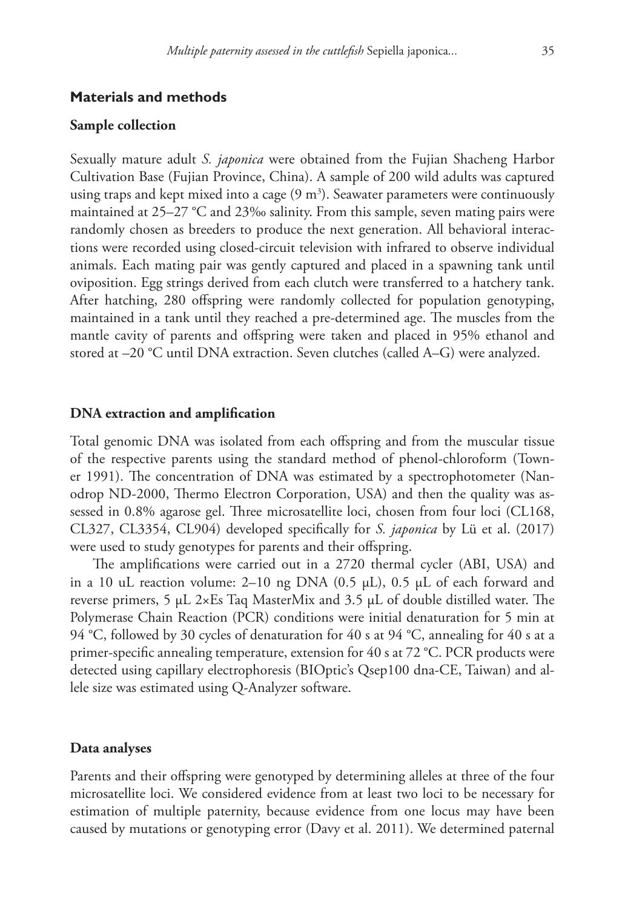## Materials and methods

### Sample collection

Sexually mature adult *S. japonica* were obtained from the Fujian Shacheng Harbor Cultivation Base (Fujian Province, China). A sample of 200 wild adults was captured using traps and kept mixed into a cage (9 $m^3$). Seawater parameters were continuously maintained at 25–27 °C and 23‰ salinity. From this sample, seven mating pairs were randomly chosen as breeders to produce the next generation. All behavioral interactions were recorded using closed-circuit television with infrared to observe individual animals. Each mating pair was gently captured and placed in a spawning tank until oviposition. Egg strings derived from each clutch were transferred to a hatchery tank. After hatching, 280 offspring were randomly collected for population genotyping, maintained in a tank until they reached a pre-determined age. The muscles from the mantle cavity of parents and offspring were taken and placed in 95% ethanol and stored at –20 °C until DNA extraction. Seven clutches (called A–G) were analyzed.

### DNA extraction and amplification

Total genomic DNA was isolated from each offspring and from the muscular tissue of the respective parents using the standard method of phenol-chloroform (Towner 1991). The concentration of DNA was estimated by a spectrophotometer (Nanodrop ND-2000, Thermo Electron Corporation, USA) and then the quality was assessed in 0.8% agarose gel. Three microsatellite loci, chosen from four loci (CL168, CL327, CL3354, CL904) developed specifically for *S. japonica* by Lü et al. (2017) were used to study genotypes for parents and their offspring.

The amplifications were carried out in a 2720 thermal cycler (ABI, USA) and in a 10 uL reaction volume: 2–10 ng DNA (0.5 μL), 0.5 μL of each forward and reverse primers, 5 μL 2×Es Taq MasterMix and 3.5 μL of double distilled water. The Polymerase Chain Reaction (PCR) conditions were initial denaturation for 5 min at 94 °C, followed by 30 cycles of denaturation for 40 s at 94 °C, annealing for 40 s at a primer-specific annealing temperature, extension for 40 s at 72 °C. PCR products were detected using capillary electrophoresis (BIOptic's Qsep100 dna-CE, Taiwan) and allele size was estimated using Q-Analyzer software.

### Data analyses

Parents and their offspring were genotyped by determining alleles at three of the four microsatellite loci. We considered evidence from at least two loci to be necessary for estimation of multiple paternity, because evidence from one locus may have been caused by mutations or genotyping error (Davy et al. 2011). We determined paternal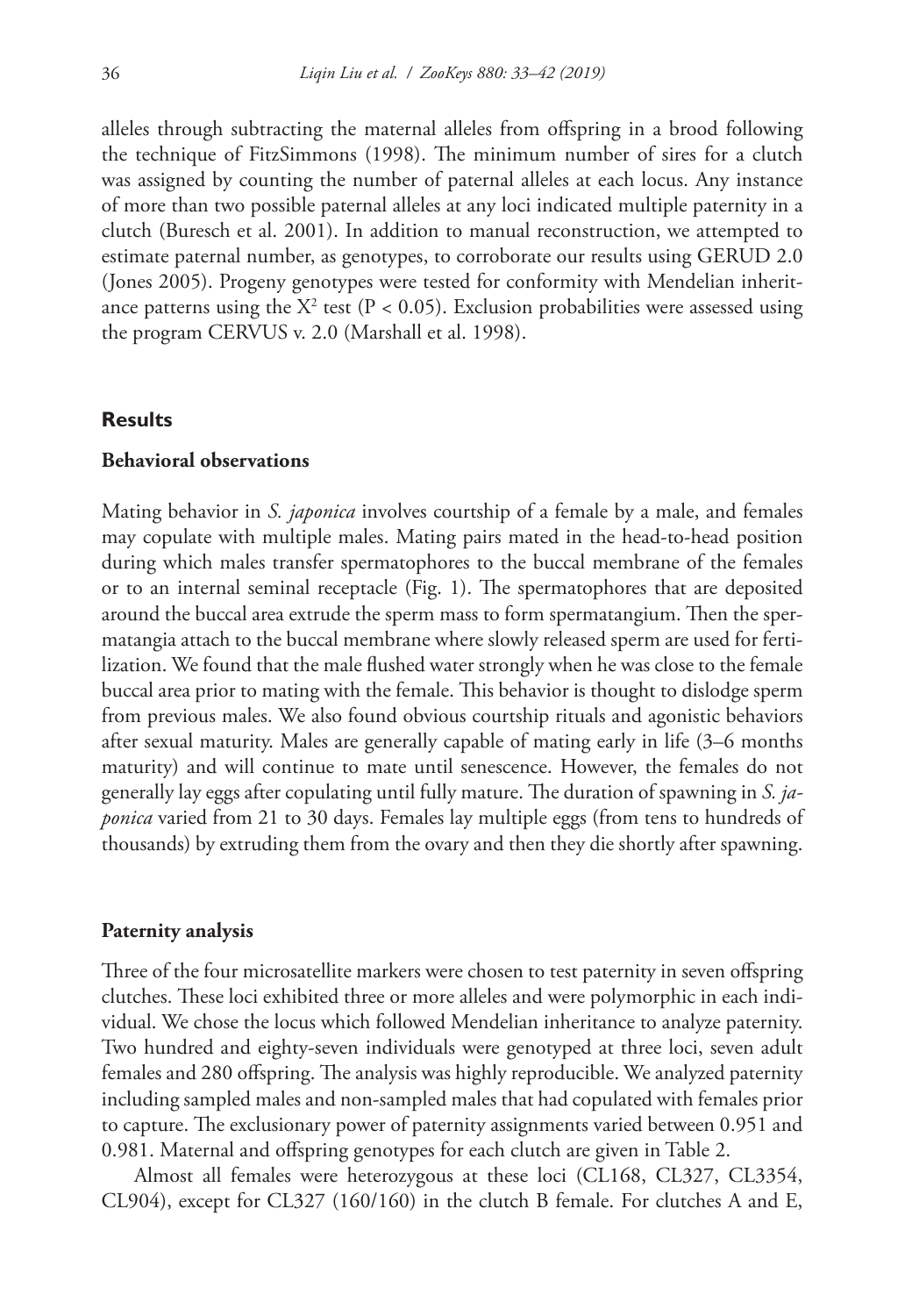alleles through subtracting the maternal alleles from offspring in a brood following the technique of FitzSimmons (1998). The minimum number of sires for a clutch was assigned by counting the number of paternal alleles at each locus. Any instance of more than two possible paternal alleles at any loci indicated multiple paternity in a clutch (Buresch et al. 2001). In addition to manual reconstruction, we attempted to estimate paternal number, as genotypes, to corroborate our results using GERUD 2.0 (Jones 2005). Progeny genotypes were tested for conformity with Mendelian inheritance patterns using the $X^2$ test ($P < 0.05$). Exclusion probabilities were assessed using the program CERVUS v. 2.0 (Marshall et al. 1998).

## Results

### Behavioral observations

Mating behavior in *S. japonica* involves courtship of a female by a male, and females may copulate with multiple males. Mating pairs mated in the head-to-head position during which males transfer spermatophores to the buccal membrane of the females or to an internal seminal receptacle (Fig. 1). The spermatophores that are deposited around the buccal area extrude the sperm mass to form spermatangium. Then the spermatangia attach to the buccal membrane where slowly released sperm are used for fertilization. We found that the male flushed water strongly when he was close to the female buccal area prior to mating with the female. This behavior is thought to dislodge sperm from previous males. We also found obvious courtship rituals and agonistic behaviors after sexual maturity. Males are generally capable of mating early in life (3–6 months maturity) and will continue to mate until senescence. However, the females do not generally lay eggs after copulating until fully mature. The duration of spawning in *S. japonica* varied from 21 to 30 days. Females lay multiple eggs (from tens to hundreds of thousands) by extruding them from the ovary and then they die shortly after spawning.

### Paternity analysis

Three of the four microsatellite markers were chosen to test paternity in seven offspring clutches. These loci exhibited three or more alleles and were polymorphic in each individual. We chose the locus which followed Mendelian inheritance to analyze paternity. Two hundred and eighty-seven individuals were genotyped at three loci, seven adult females and 280 offspring. The analysis was highly reproducible. We analyzed paternity including sampled males and non-sampled males that had copulated with females prior to capture. The exclusionary power of paternity assignments varied between 0.951 and 0.981. Maternal and offspring genotypes for each clutch are given in Table 2.

Almost all females were heterozygous at these loci (CL168, CL327, CL3354, CL904), except for CL327 (160/160) in the clutch B female. For clutches A and E,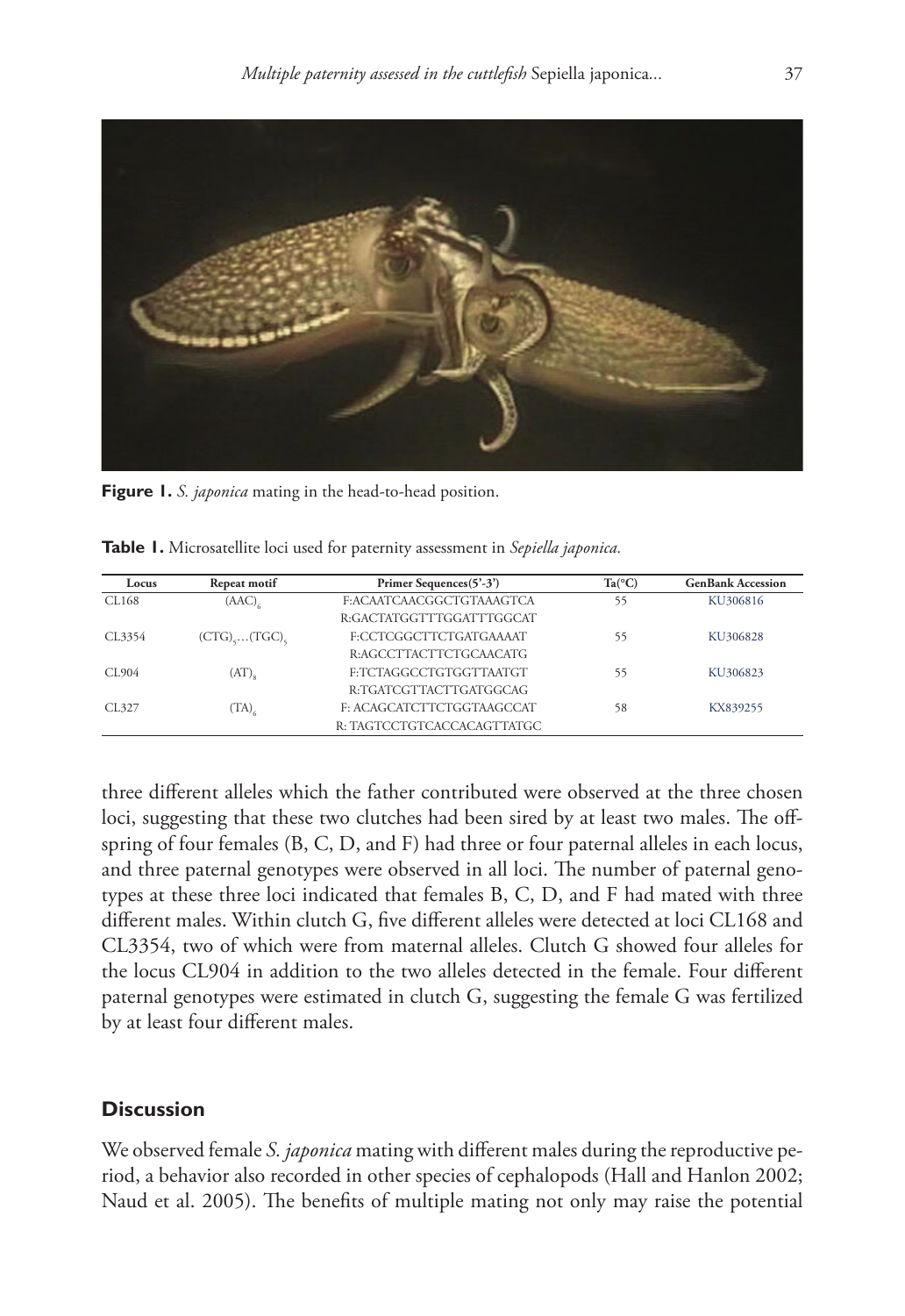**Figure 1.** *S. japonica* mating in the head-to-head position.

**Table 1.** Microsatellite loci used for paternity assessment in *Sepiella japonica.*

| Locus | Repeat motif | Primer Sequences(5'-3') | Ta(°C) | GenBank Accession |
|---|---|---|---|---|
| CL168 | $(AAC)_6$ | F:ACAATCAACGGCTGTAAAGTCA | 55 | KU306816 |
| | | R:GACTATGGTTTGGATTTGGCAT | | |
| CL3354 | $(CTG)_5$...$(TGC)_5$ | F:CCTCGGCTTCTGATGAAAAT | 55 | KU306828 |
| | | R:AGCCTTACTTCTGCAACATG | | |
| CL904 | $(AT)_8$ | F:TCTAGGCCTGTGGTTAATGT | 55 | KU306823 |
| | | R:TGATCGTTACTTGATGGCAG | | |
| CL327 | $(TA)_6$ | F: ACAGCATCTTCTGGTAAGCCAT | 58 | KX839255 |
| | | R: TAGTCCTGTCACCACAGTTATGC | | |

three different alleles which the father contributed were observed at the three chosen loci, suggesting that these two clutches had been sired by at least two males. The offspring of four females (B, C, D, and F) had three or four paternal alleles in each locus, and three paternal genotypes were observed in all loci. The number of paternal genotypes at these three loci indicated that females B, C, D, and F had mated with three different males. Within clutch G, five different alleles were detected at loci CL168 and CL3354, two of which were from maternal alleles. Clutch G showed four alleles for the locus CL904 in addition to the two alleles detected in the female. Four different paternal genotypes were estimated in clutch G, suggesting the female G was fertilized by at least four different males.

## Discussion

We observed female *S. japonica* mating with different males during the reproductive period, a behavior also recorded in other species of cephalopods (Hall and Hanlon 2002; Naud et al. 2005). The benefits of multiple mating not only may raise the potential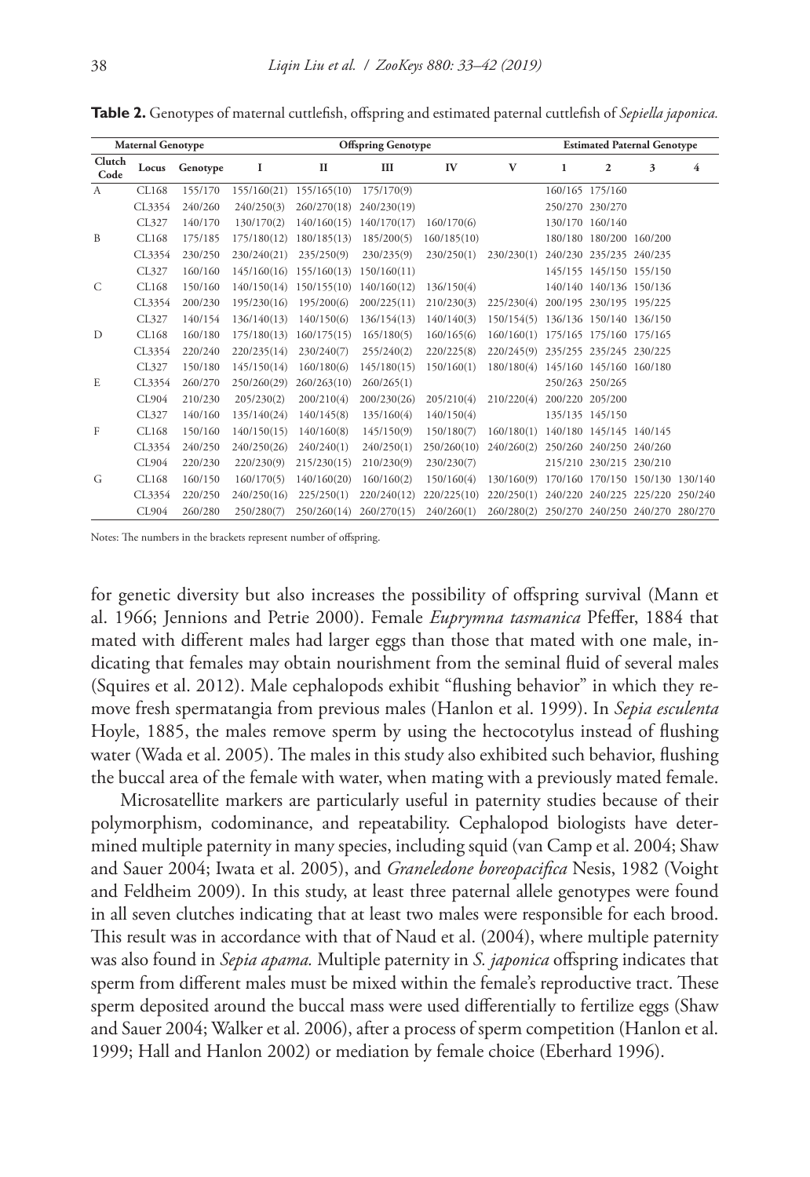**Table 2.** Genotypes of maternal cuttlefish, offspring and estimated paternal cuttlefish of *Sepiella japonica.*

| Maternal Genotype | | | Offspring Genotype | | | | | Estimated Paternal Genotype | | | |
|---|---|---|---|---|---|---|---|---|---|---|---|
| Clutch Code | Locus | Genotype | I | II | III | IV | V | 1 | 2 | 3 | 4 |
| A | CL168 | 155/170 | 155/160(21) | 155/165(10) | 175/170(9) | | | 160/165 | 175/160 | | |
| | CL3354 | 240/260 | 240/250(3) | 260/270(18) | 240/230(19) | | | 250/270 | 230/270 | | |
| | CL327 | 140/170 | 130/170(2) | 140/160(15) | 140/170(17) | 160/170(6) | | 130/170 | 160/140 | | |
| B | CL168 | 175/185 | 175/180(12) | 180/185(13) | 185/200(5) | 160/185(10) | | 180/180 | 180/200 | 160/200 | |
| | CL3354 | 230/250 | 230/240(21) | 235/250(9) | 230/235(9) | 230/250(1) | 230/230(1) | 240/230 | 235/235 | 240/235 | |
| | CL327 | 160/160 | 145/160(16) | 155/160(13) | 150/160(11) | | | 145/155 | 145/150 | 155/150 | |
| C | CL168 | 150/160 | 140/150(14) | 150/155(10) | 140/160(12) | 136/150(4) | | 140/140 | 140/136 | 150/136 | |
| | CL3354 | 200/230 | 195/230(16) | 195/200(6) | 200/225(11) | 210/230(3) | 225/230(4) | 200/195 | 230/195 | 195/225 | |
| | CL327 | 140/154 | 136/140(13) | 140/150(6) | 136/154(13) | 140/140(3) | 150/154(5) | 136/136 | 150/140 | 136/150 | |
| D | CL168 | 160/180 | 175/180(13) | 160/175(15) | 165/180(5) | 160/165(6) | 160/160(1) | 175/165 | 175/160 | 175/165 | |
| | CL3354 | 220/240 | 220/235(14) | 230/240(7) | 255/240(2) | 220/225(8) | 220/245(9) | 235/255 | 235/245 | 230/225 | |
| | CL327 | 150/180 | 145/150(14) | 160/180(6) | 145/180(15) | 150/160(1) | 180/180(4) | 145/160 | 145/160 | 160/180 | |
| E | CL3354 | 260/270 | 250/260(29) | 260/263(10) | 260/265(1) | | | 250/263 | 250/265 | | |
| | CL904 | 210/230 | 205/230(2) | 200/210(4) | 200/230(26) | 205/210(4) | 210/220(4) | 200/220 | 205/200 | | |
| | CL327 | 140/160 | 135/140(24) | 140/145(8) | 135/160(4) | 140/150(4) | | 135/135 | 145/150 | | |
| F | CL168 | 150/160 | 140/150(15) | 140/160(8) | 145/150(9) | 150/180(7) | 160/180(1) | 140/180 | 145/145 | 140/145 | |
| | CL3354 | 240/250 | 240/250(26) | 240/240(1) | 240/250(1) | 250/260(10) | 240/260(2) | 250/260 | 240/250 | 240/260 | |
| | CL904 | 220/230 | 220/230(9) | 215/230(15) | 210/230(9) | 230/230(7) | | 215/210 | 230/215 | 230/210 | |
| G | CL168 | 160/150 | 160/170(5) | 140/160(20) | 160/160(2) | 150/160(4) | 130/160(9) | 170/160 | 170/150 | 150/130 | 130/140 |
| | CL3354 | 220/250 | 240/250(16) | 225/250(1) | 220/240(12) | 220/225(10) | 220/250(1) | 240/220 | 240/225 | 225/220 | 250/240 |
| | CL904 | 260/280 | 250/280(7) | 250/260(14) | 260/270(15) | 240/260(1) | 260/280(2) | 250/270 | 240/250 | 240/270 | 280/270 |

Notes: The numbers in the brackets represent number of offspring.

for genetic diversity but also increases the possibility of offspring survival (Mann et al. 1966; Jennions and Petrie 2000). Female *Euprymna tasmanica* Pfeffer, 1884 that mated with different males had larger eggs than those that mated with one male, indicating that females may obtain nourishment from the seminal fluid of several males (Squires et al. 2012). Male cephalopods exhibit "flushing behavior" in which they remove fresh spermatangia from previous males (Hanlon et al. 1999). In *Sepia esculenta* Hoyle, 1885, the males remove sperm by using the hectocotylus instead of flushing water (Wada et al. 2005). The males in this study also exhibited such behavior, flushing the buccal area of the female with water, when mating with a previously mated female.

Microsatellite markers are particularly useful in paternity studies because of their polymorphism, codominance, and repeatability. Cephalopod biologists have determined multiple paternity in many species, including squid (van Camp et al. 2004; Shaw and Sauer 2004; Iwata et al. 2005), and *Graneledone boreopacifica* Nesis, 1982 (Voight and Feldheim 2009). In this study, at least three paternal allele genotypes were found in all seven clutches indicating that at least two males were responsible for each brood. This result was in accordance with that of Naud et al. (2004), where multiple paternity was also found in *Sepia apama.* Multiple paternity in *S. japonica* offspring indicates that sperm from different males must be mixed within the female's reproductive tract. These sperm deposited around the buccal mass were used differentially to fertilize eggs (Shaw and Sauer 2004; Walker et al. 2006), after a process of sperm competition (Hanlon et al. 1999; Hall and Hanlon 2002) or mediation by female choice (Eberhard 1996).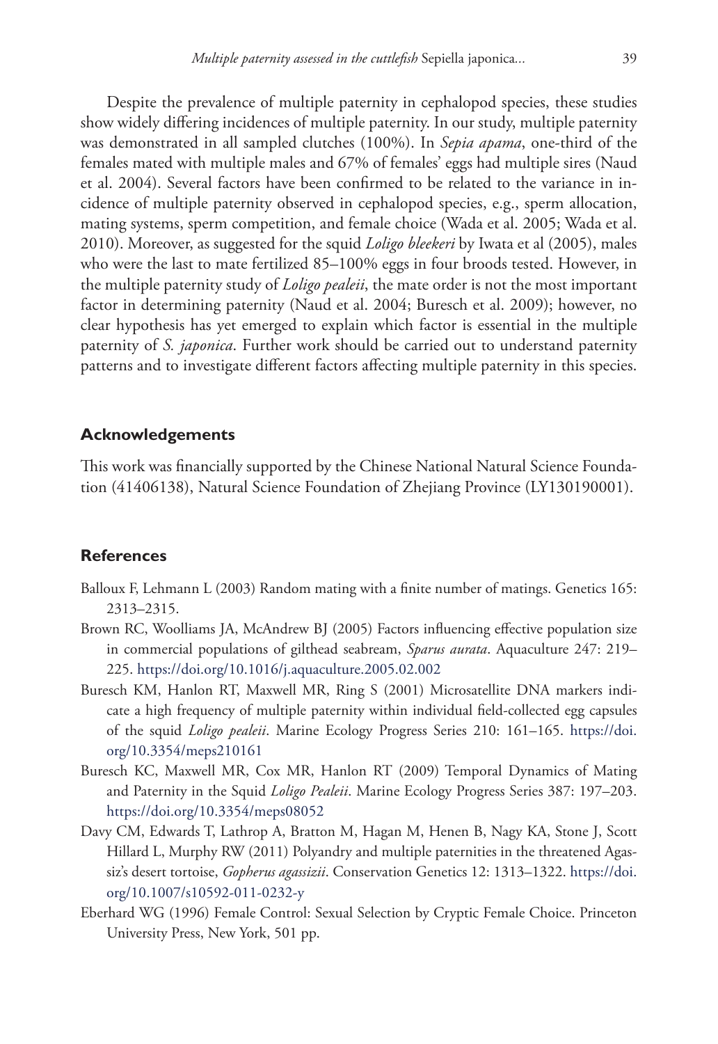Despite the prevalence of multiple paternity in cephalopod species, these studies show widely differing incidences of multiple paternity. In our study, multiple paternity was demonstrated in all sampled clutches (100%). In *Sepia apama*, one-third of the females mated with multiple males and 67% of females' eggs had multiple sires (Naud et al. 2004). Several factors have been confirmed to be related to the variance in incidence of multiple paternity observed in cephalopod species, e.g., sperm allocation, mating systems, sperm competition, and female choice (Wada et al. 2005; Wada et al. 2010). Moreover, as suggested for the squid *Loligo bleekeri* by Iwata et al (2005), males who were the last to mate fertilized 85–100% eggs in four broods tested. However, in the multiple paternity study of *Loligo pealeii*, the mate order is not the most important factor in determining paternity (Naud et al. 2004; Buresch et al. 2009); however, no clear hypothesis has yet emerged to explain which factor is essential in the multiple paternity of *S. japonica*. Further work should be carried out to understand paternity patterns and to investigate different factors affecting multiple paternity in this species.

## Acknowledgements

This work was financially supported by the Chinese National Natural Science Foundation (41406138), Natural Science Foundation of Zhejiang Province (LY130190001).

## References

- Balloux F, Lehmann L (2003) Random mating with a finite number of matings. Genetics 165: 2313–2315.
- Brown RC, Woolliams JA, McAndrew BJ (2005) Factors influencing effective population size in commercial populations of gilthead seabream, *Sparus aurata*. Aquaculture 247: 219–225. https://doi.org/10.1016/j.aquaculture.2005.02.002
- Buresch KM, Hanlon RT, Maxwell MR, Ring S (2001) Microsatellite DNA markers indicate a high frequency of multiple paternity within individual field-collected egg capsules of the squid *Loligo pealeii*. Marine Ecology Progress Series 210: 161–165. https://doi.org/10.3354/meps210161
- Buresch KC, Maxwell MR, Cox MR, Hanlon RT (2009) Temporal Dynamics of Mating and Paternity in the Squid *Loligo Pealeii*. Marine Ecology Progress Series 387: 197–203. https://doi.org/10.3354/meps08052
- Davy CM, Edwards T, Lathrop A, Bratton M, Hagan M, Henen B, Nagy KA, Stone J, Scott Hillard L, Murphy RW (2011) Polyandry and multiple paternities in the threatened Agassiz's desert tortoise, *Gopherus agassizii*. Conservation Genetics 12: 1313–1322. https://doi.org/10.1007/s10592-011-0232-y
- Eberhard WG (1996) Female Control: Sexual Selection by Cryptic Female Choice. Princeton University Press, New York, 501 pp.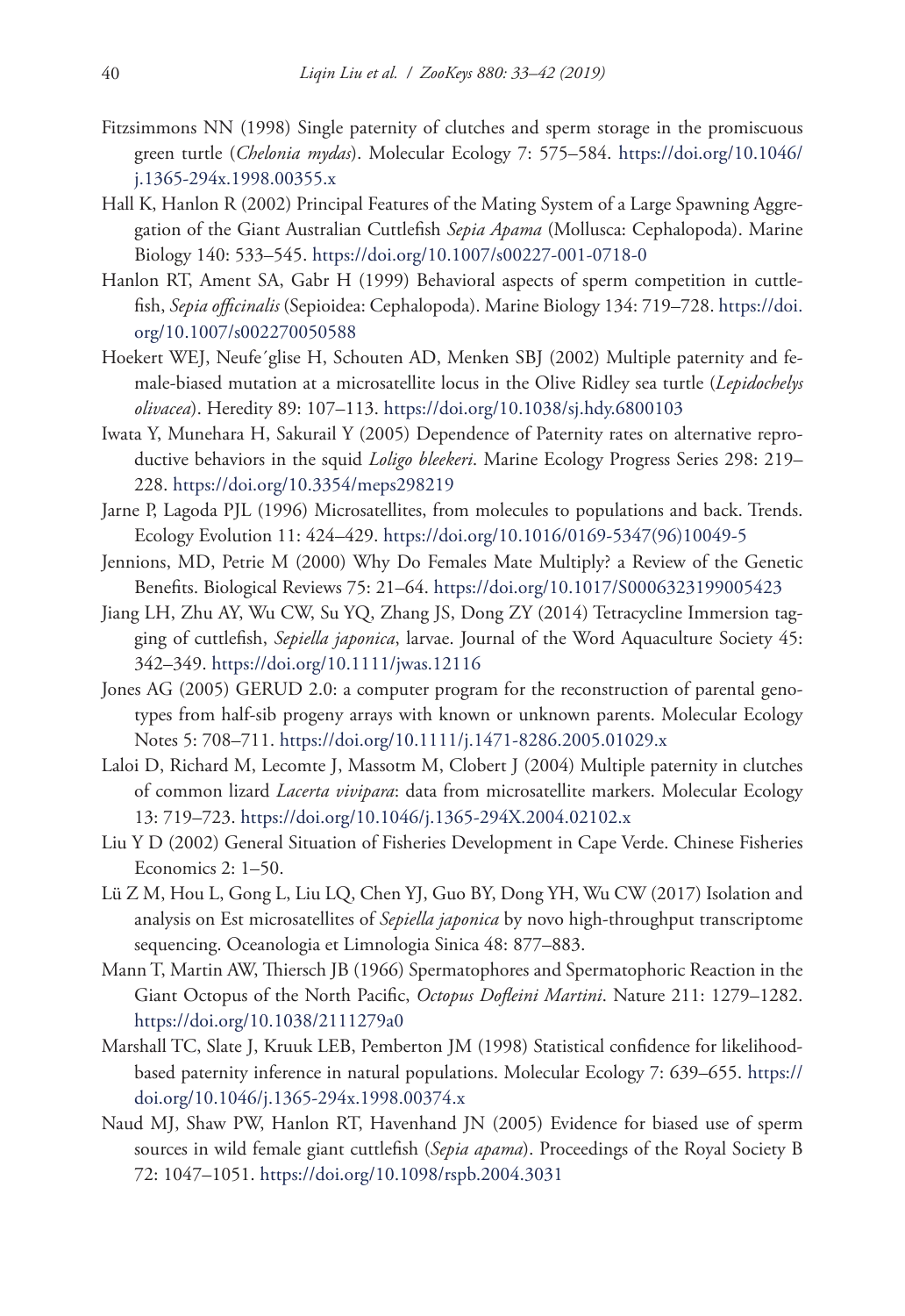Fitzsimmons NN (1998) Single paternity of clutches and sperm storage in the promiscuous green turtle (*Chelonia mydas*). Molecular Ecology 7: 575–584. https://doi.org/10.1046/j.1365-294x.1998.00355.x

Hall K, Hanlon R (2002) Principal Features of the Mating System of a Large Spawning Aggregation of the Giant Australian Cuttlefish *Sepia Apama* (Mollusca: Cephalopoda). Marine Biology 140: 533–545. https://doi.org/10.1007/s00227-001-0718-0

Hanlon RT, Ament SA, Gabr H (1999) Behavioral aspects of sperm competition in cuttlefish, *Sepia officinalis* (Sepioidea: Cephalopoda). Marine Biology 134: 719–728. https://doi.org/10.1007/s002270050588

Hoekert WEJ, Neufe´glise H, Schouten AD, Menken SBJ (2002) Multiple paternity and female-biased mutation at a microsatellite locus in the Olive Ridley sea turtle (*Lepidochelys olivacea*). Heredity 89: 107–113. https://doi.org/10.1038/sj.hdy.6800103

Iwata Y, Munehara H, Sakurail Y (2005) Dependence of Paternity rates on alternative reproductive behaviors in the squid *Loligo bleekeri*. Marine Ecology Progress Series 298: 219–228. https://doi.org/10.3354/meps298219

Jarne P, Lagoda PJL (1996) Microsatellites, from molecules to populations and back. Trends. Ecology Evolution 11: 424–429. https://doi.org/10.1016/0169-5347(96)10049-5

Jennions, MD, Petrie M (2000) Why Do Females Mate Multiply? a Review of the Genetic Benefits. Biological Reviews 75: 21–64. https://doi.org/10.1017/S0006323199005423

Jiang LH, Zhu AY, Wu CW, Su YQ, Zhang JS, Dong ZY (2014) Tetracycline Immersion tagging of cuttlefish, *Sepiella japonica*, larvae. Journal of the Word Aquaculture Society 45: 342–349. https://doi.org/10.1111/jwas.12116

Jones AG (2005) GERUD 2.0: a computer program for the reconstruction of parental genotypes from half-sib progeny arrays with known or unknown parents. Molecular Ecology Notes 5: 708–711. https://doi.org/10.1111/j.1471-8286.2005.01029.x

Laloi D, Richard M, Lecomte J, Massotm M, Clobert J (2004) Multiple paternity in clutches of common lizard *Lacerta vivipara*: data from microsatellite markers. Molecular Ecology 13: 719–723. https://doi.org/10.1046/j.1365-294X.2004.02102.x

Liu Y D (2002) General Situation of Fisheries Development in Cape Verde. Chinese Fisheries Economics 2: 1–50.

Lü Z M, Hou L, Gong L, Liu LQ, Chen YJ, Guo BY, Dong YH, Wu CW (2017) Isolation and analysis on Est microsatellites of *Sepiella japonica* by novo high-throughput transcriptome sequencing. Oceanologia et Limnologia Sinica 48: 877–883.

Mann T, Martin AW, Thiersch JB (1966) Spermatophores and Spermatophoric Reaction in the Giant Octopus of the North Pacific, *Octopus Dofleini Martini*. Nature 211: 1279–1282. https://doi.org/10.1038/2111279a0

Marshall TC, Slate J, Kruuk LEB, Pemberton JM (1998) Statistical confidence for likelihood-based paternity inference in natural populations. Molecular Ecology 7: 639–655. https://doi.org/10.1046/j.1365-294x.1998.00374.x

Naud MJ, Shaw PW, Hanlon RT, Havenhand JN (2005) Evidence for biased use of sperm sources in wild female giant cuttlefish (*Sepia apama*). Proceedings of the Royal Society B 72: 1047–1051. https://doi.org/10.1098/rspb.2004.3031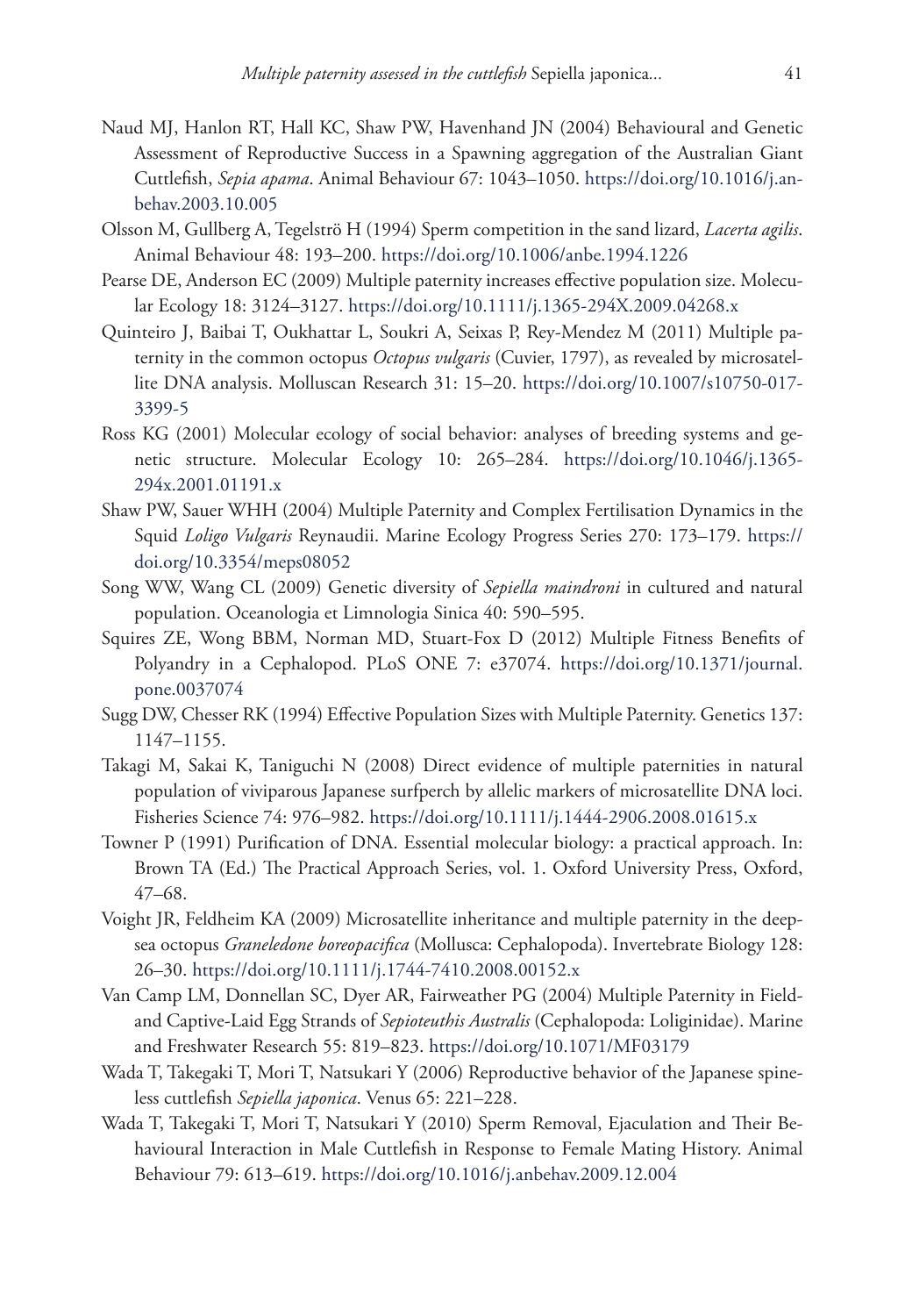Naud MJ, Hanlon RT, Hall KC, Shaw PW, Havenhand JN (2004) Behavioural and Genetic Assessment of Reproductive Success in a Spawning aggregation of the Australian Giant Cuttlefish, *Sepia apama*. Animal Behaviour 67: 1043–1050. https://doi.org/10.1016/j.anbehav.2003.10.005

Olsson M, Gullberg A, Tegelströ H (1994) Sperm competition in the sand lizard, *Lacerta agilis*. Animal Behaviour 48: 193–200. https://doi.org/10.1006/anbe.1994.1226

Pearse DE, Anderson EC (2009) Multiple paternity increases effective population size. Molecular Ecology 18: 3124–3127. https://doi.org/10.1111/j.1365-294X.2009.04268.x

Quinteiro J, Baibai T, Oukhattar L, Soukri A, Seixas P, Rey-Mendez M (2011) Multiple paternity in the common octopus *Octopus vulgaris* (Cuvier, 1797), as revealed by microsatellite DNA analysis. Molluscan Research 31: 15–20. https://doi.org/10.1007/s10750-017-3399-5

Ross KG (2001) Molecular ecology of social behavior: analyses of breeding systems and genetic structure. Molecular Ecology 10: 265–284. https://doi.org/10.1046/j.1365-294x.2001.01191.x

Shaw PW, Sauer WHH (2004) Multiple Paternity and Complex Fertilisation Dynamics in the Squid *Loligo Vulgaris* Reynaudii. Marine Ecology Progress Series 270: 173–179. https://doi.org/10.3354/meps08052

Song WW, Wang CL (2009) Genetic diversity of *Sepiella maindroni* in cultured and natural population. Oceanologia et Limnologia Sinica 40: 590–595.

Squires ZE, Wong BBM, Norman MD, Stuart-Fox D (2012) Multiple Fitness Benefits of Polyandry in a Cephalopod. PLoS ONE 7: e37074. https://doi.org/10.1371/journal.pone.0037074

Sugg DW, Chesser RK (1994) Effective Population Sizes with Multiple Paternity. Genetics 137: 1147–1155.

Takagi M, Sakai K, Taniguchi N (2008) Direct evidence of multiple paternities in natural population of viviparous Japanese surfperch by allelic markers of microsatellite DNA loci. Fisheries Science 74: 976–982. https://doi.org/10.1111/j.1444-2906.2008.01615.x

Towner P (1991) Purification of DNA. Essential molecular biology: a practical approach. In: Brown TA (Ed.) The Practical Approach Series, vol. 1. Oxford University Press, Oxford, 47–68.

Voight JR, Feldheim KA (2009) Microsatellite inheritance and multiple paternity in the deep-sea octopus *Graneledone boreopacifica* (Mollusca: Cephalopoda). Invertebrate Biology 128: 26–30. https://doi.org/10.1111/j.1744-7410.2008.00152.x

Van Camp LM, Donnellan SC, Dyer AR, Fairweather PG (2004) Multiple Paternity in Field- and Captive-Laid Egg Strands of *Sepioteuthis Australis* (Cephalopoda: Loliginidae). Marine and Freshwater Research 55: 819–823. https://doi.org/10.1071/MF03179

Wada T, Takegaki T, Mori T, Natsukari Y (2006) Reproductive behavior of the Japanese spineless cuttlefish *Sepiella japonica*. Venus 65: 221–228.

Wada T, Takegaki T, Mori T, Natsukari Y (2010) Sperm Removal, Ejaculation and Their Behavioural Interaction in Male Cuttlefish in Response to Female Mating History. Animal Behaviour 79: 613–619. https://doi.org/10.1016/j.anbehav.2009.12.004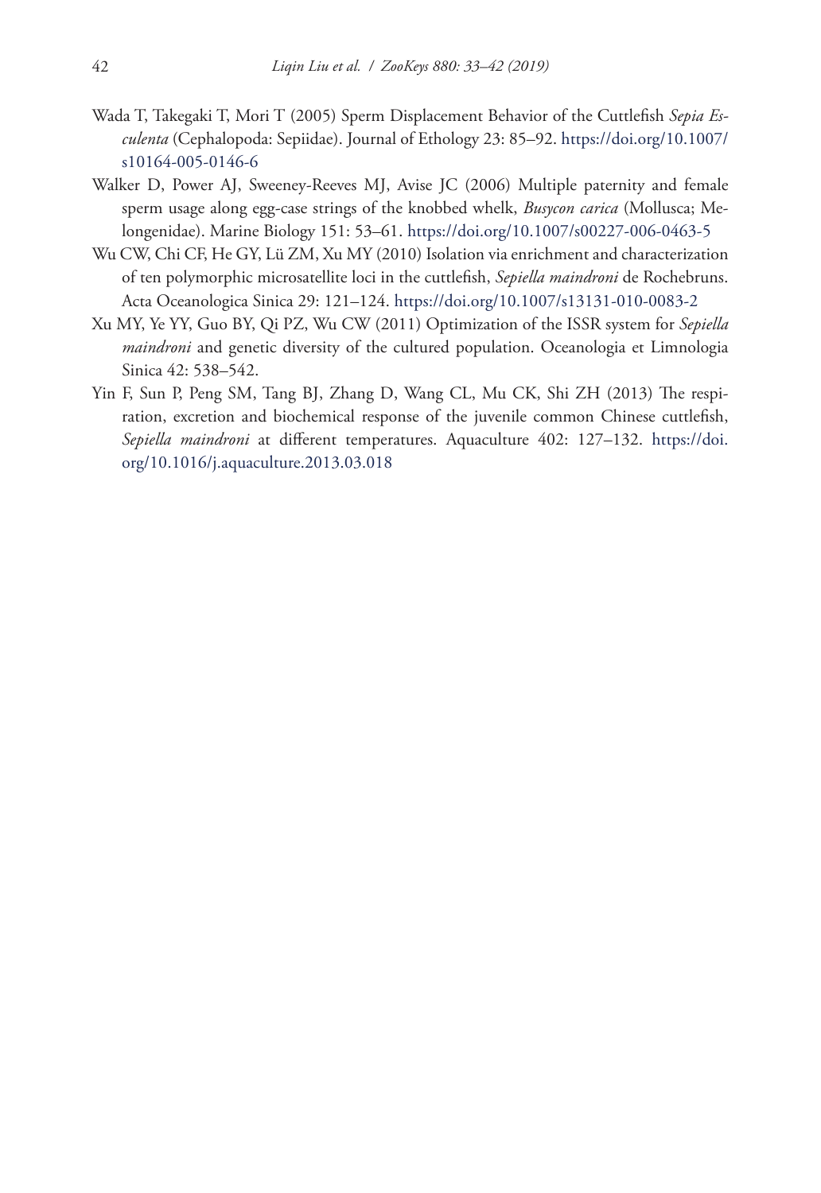Wada T, Takegaki T, Mori T (2005) Sperm Displacement Behavior of the Cuttlefish *Sepia Esculenta* (Cephalopoda: Sepiidae). Journal of Ethology 23: 85–92. https://doi.org/10.1007/s10164-005-0146-6

Walker D, Power AJ, Sweeney-Reeves MJ, Avise JC (2006) Multiple paternity and female sperm usage along egg-case strings of the knobbed whelk, *Busycon carica* (Mollusca; Melongenidae). Marine Biology 151: 53–61. https://doi.org/10.1007/s00227-006-0463-5

Wu CW, Chi CF, He GY, Lü ZM, Xu MY (2010) Isolation via enrichment and characterization of ten polymorphic microsatellite loci in the cuttlefish, *Sepiella maindroni* de Rochebruns. Acta Oceanologica Sinica 29: 121–124. https://doi.org/10.1007/s13131-010-0083-2

Xu MY, Ye YY, Guo BY, Qi PZ, Wu CW (2011) Optimization of the ISSR system for *Sepiella maindroni* and genetic diversity of the cultured population. Oceanologia et Limnologia Sinica 42: 538–542.

Yin F, Sun P, Peng SM, Tang BJ, Zhang D, Wang CL, Mu CK, Shi ZH (2013) The respiration, excretion and biochemical response of the juvenile common Chinese cuttlefish, *Sepiella maindroni* at different temperatures. Aquaculture 402: 127–132. https://doi.org/10.1016/j.aquaculture.2013.03.018